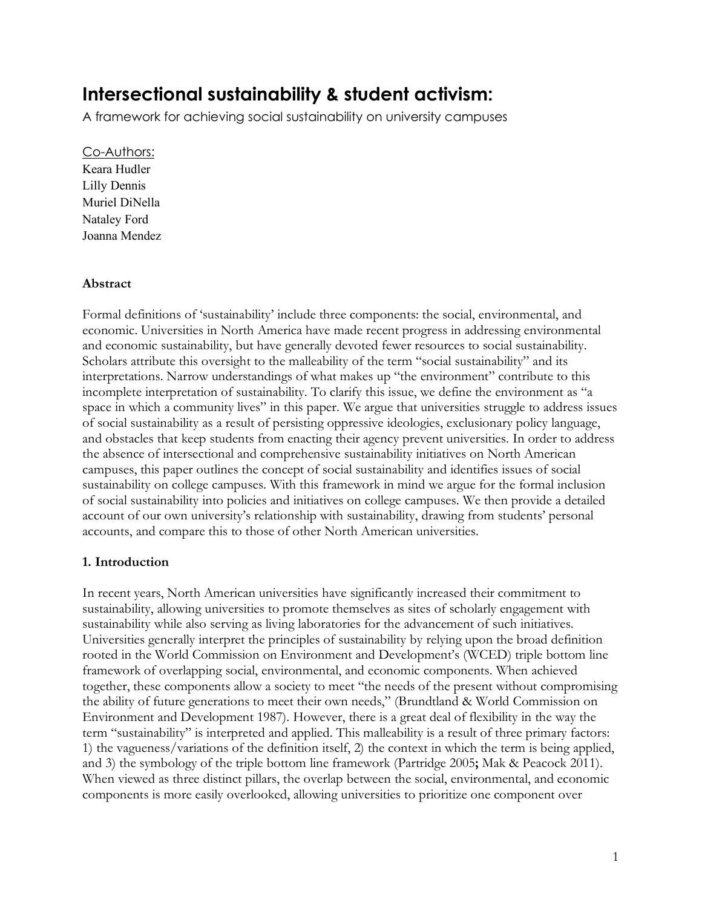# Intersectional sustainability & student activism:

A framework for achieving social sustainability on university campuses

Co-Authors:
Keara Hudler
Lilly Dennis
Muriel DiNella
Nataley Ford
Joanna Mendez

**Abstract**

Formal definitions of 'sustainability' include three components: the social, environmental, and economic. Universities in North America have made recent progress in addressing environmental and economic sustainability, but have generally devoted fewer resources to social sustainability. Scholars attribute this oversight to the malleability of the term "social sustainability" and its interpretations. Narrow understandings of what makes up "the environment" contribute to this incomplete interpretation of sustainability. To clarify this issue, we define the environment as "a space in which a community lives" in this paper. We argue that universities struggle to address issues of social sustainability as a result of persisting oppressive ideologies, exclusionary policy language, and obstacles that keep students from enacting their agency prevent universities. In order to address the absence of intersectional and comprehensive sustainability initiatives on North American campuses, this paper outlines the concept of social sustainability and identifies issues of social sustainability on college campuses. With this framework in mind we argue for the formal inclusion of social sustainability into policies and initiatives on college campuses. We then provide a detailed account of our own university's relationship with sustainability, drawing from students' personal accounts, and compare this to those of other North American universities.

**1. Introduction**

In recent years, North American universities have significantly increased their commitment to sustainability, allowing universities to promote themselves as sites of scholarly engagement with sustainability while also serving as living laboratories for the advancement of such initiatives. Universities generally interpret the principles of sustainability by relying upon the broad definition rooted in the World Commission on Environment and Development's (WCED) triple bottom line framework of overlapping social, environmental, and economic components. When achieved together, these components allow a society to meet "the needs of the present without compromising the ability of future generations to meet their own needs," (Brundtland & World Commission on Environment and Development 1987). However, there is a great deal of flexibility in the way the term "sustainability" is interpreted and applied. This malleability is a result of three primary factors: 1) the vagueness/variations of the definition itself, 2) the context in which the term is being applied, and 3) the symbology of the triple bottom line framework (Partridge 2005**;** Mak & Peacock 2011). When viewed as three distinct pillars, the overlap between the social, environmental, and economic components is more easily overlooked, allowing universities to prioritize one component over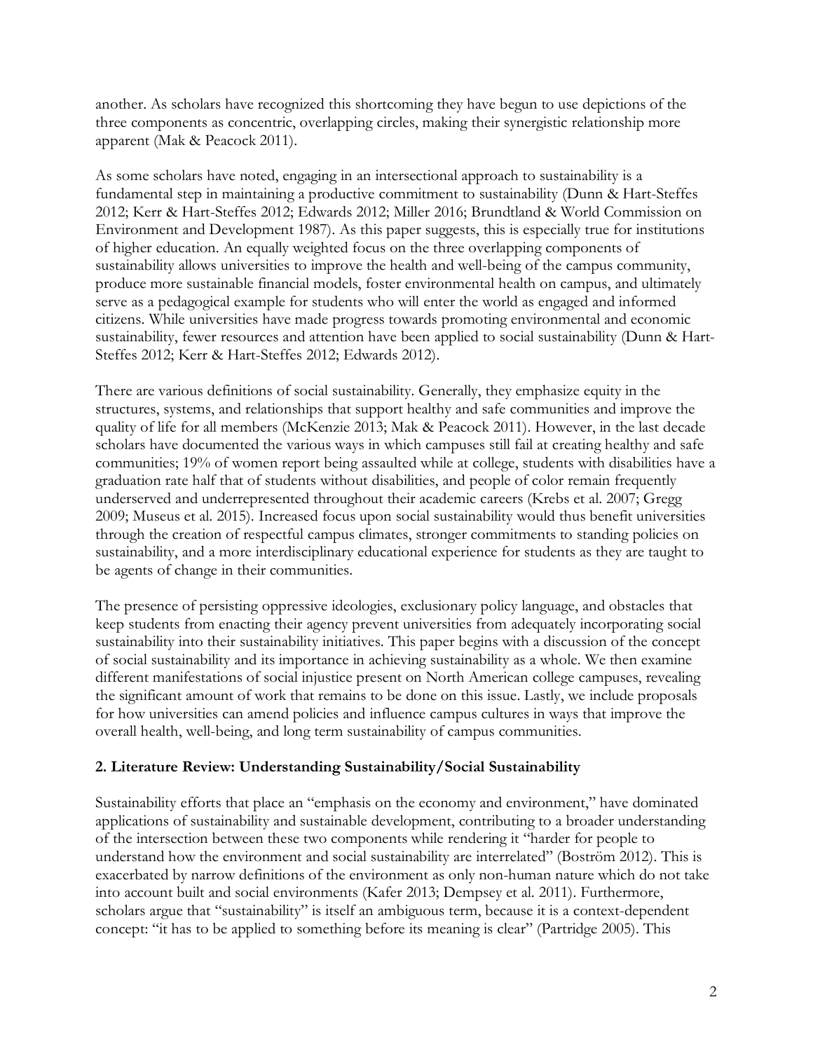another. As scholars have recognized this shortcoming they have begun to use depictions of the three components as concentric, overlapping circles, making their synergistic relationship more apparent (Mak & Peacock 2011).

As some scholars have noted, engaging in an intersectional approach to sustainability is a fundamental step in maintaining a productive commitment to sustainability (Dunn & Hart-Steffes 2012; Kerr & Hart-Steffes 2012; Edwards 2012; Miller 2016; Brundtland & World Commission on Environment and Development 1987). As this paper suggests, this is especially true for institutions of higher education. An equally weighted focus on the three overlapping components of sustainability allows universities to improve the health and well-being of the campus community, produce more sustainable financial models, foster environmental health on campus, and ultimately serve as a pedagogical example for students who will enter the world as engaged and informed citizens. While universities have made progress towards promoting environmental and economic sustainability, fewer resources and attention have been applied to social sustainability (Dunn & Hart-Steffes 2012; Kerr & Hart-Steffes 2012; Edwards 2012).

There are various definitions of social sustainability. Generally, they emphasize equity in the structures, systems, and relationships that support healthy and safe communities and improve the quality of life for all members (McKenzie 2013; Mak & Peacock 2011). However, in the last decade scholars have documented the various ways in which campuses still fail at creating healthy and safe communities; 19% of women report being assaulted while at college, students with disabilities have a graduation rate half that of students without disabilities, and people of color remain frequently underserved and underrepresented throughout their academic careers (Krebs et al. 2007; Gregg 2009; Museus et al. 2015). Increased focus upon social sustainability would thus benefit universities through the creation of respectful campus climates, stronger commitments to standing policies on sustainability, and a more interdisciplinary educational experience for students as they are taught to be agents of change in their communities.

The presence of persisting oppressive ideologies, exclusionary policy language, and obstacles that keep students from enacting their agency prevent universities from adequately incorporating social sustainability into their sustainability initiatives. This paper begins with a discussion of the concept of social sustainability and its importance in achieving sustainability as a whole. We then examine different manifestations of social injustice present on North American college campuses, revealing the significant amount of work that remains to be done on this issue. Lastly, we include proposals for how universities can amend policies and influence campus cultures in ways that improve the overall health, well-being, and long term sustainability of campus communities.

## 2. Literature Review: Understanding Sustainability/Social Sustainability

Sustainability efforts that place an "emphasis on the economy and environment," have dominated applications of sustainability and sustainable development, contributing to a broader understanding of the intersection between these two components while rendering it "harder for people to understand how the environment and social sustainability are interrelated" (Boström 2012). This is exacerbated by narrow definitions of the environment as only non-human nature which do not take into account built and social environments (Kafer 2013; Dempsey et al. 2011). Furthermore, scholars argue that "sustainability" is itself an ambiguous term, because it is a context-dependent concept: "it has to be applied to something before its meaning is clear" (Partridge 2005). This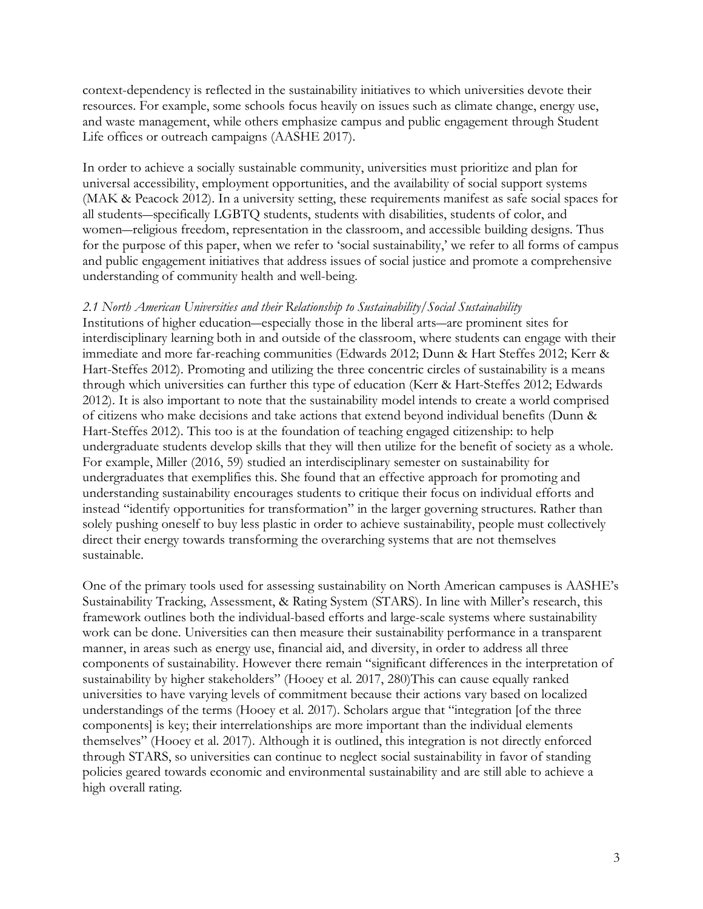context-dependency is reflected in the sustainability initiatives to which universities devote their resources. For example, some schools focus heavily on issues such as climate change, energy use, and waste management, while others emphasize campus and public engagement through Student Life offices or outreach campaigns (AASHE 2017).

In order to achieve a socially sustainable community, universities must prioritize and plan for universal accessibility, employment opportunities, and the availability of social support systems (MAK & Peacock 2012). In a university setting, these requirements manifest as safe social spaces for all students—specifically LGBTQ students, students with disabilities, students of color, and women—religious freedom, representation in the classroom, and accessible building designs. Thus for the purpose of this paper, when we refer to 'social sustainability,' we refer to all forms of campus and public engagement initiatives that address issues of social justice and promote a comprehensive understanding of community health and well-being.

### *2.1 North American Universities and their Relationship to Sustainability/Social Sustainability*

Institutions of higher education—especially those in the liberal arts—are prominent sites for interdisciplinary learning both in and outside of the classroom, where students can engage with their immediate and more far-reaching communities (Edwards 2012; Dunn & Hart Steffes 2012; Kerr & Hart-Steffes 2012). Promoting and utilizing the three concentric circles of sustainability is a means through which universities can further this type of education (Kerr & Hart-Steffes 2012; Edwards 2012). It is also important to note that the sustainability model intends to create a world comprised of citizens who make decisions and take actions that extend beyond individual benefits (Dunn & Hart-Steffes 2012). This too is at the foundation of teaching engaged citizenship: to help undergraduate students develop skills that they will then utilize for the benefit of society as a whole. For example, Miller (2016, 59) studied an interdisciplinary semester on sustainability for undergraduates that exemplifies this. She found that an effective approach for promoting and understanding sustainability encourages students to critique their focus on individual efforts and instead "identify opportunities for transformation" in the larger governing structures. Rather than solely pushing oneself to buy less plastic in order to achieve sustainability, people must collectively direct their energy towards transforming the overarching systems that are not themselves sustainable.

One of the primary tools used for assessing sustainability on North American campuses is AASHE's Sustainability Tracking, Assessment, & Rating System (STARS). In line with Miller's research, this framework outlines both the individual-based efforts and large-scale systems where sustainability work can be done. Universities can then measure their sustainability performance in a transparent manner, in areas such as energy use, financial aid, and diversity, in order to address all three components of sustainability. However there remain "significant differences in the interpretation of sustainability by higher stakeholders" (Hooey et al. 2017, 280)This can cause equally ranked universities to have varying levels of commitment because their actions vary based on localized understandings of the terms (Hooey et al. 2017). Scholars argue that "integration [of the three components] is key; their interrelationships are more important than the individual elements themselves" (Hooey et al. 2017). Although it is outlined, this integration is not directly enforced through STARS, so universities can continue to neglect social sustainability in favor of standing policies geared towards economic and environmental sustainability and are still able to achieve a high overall rating.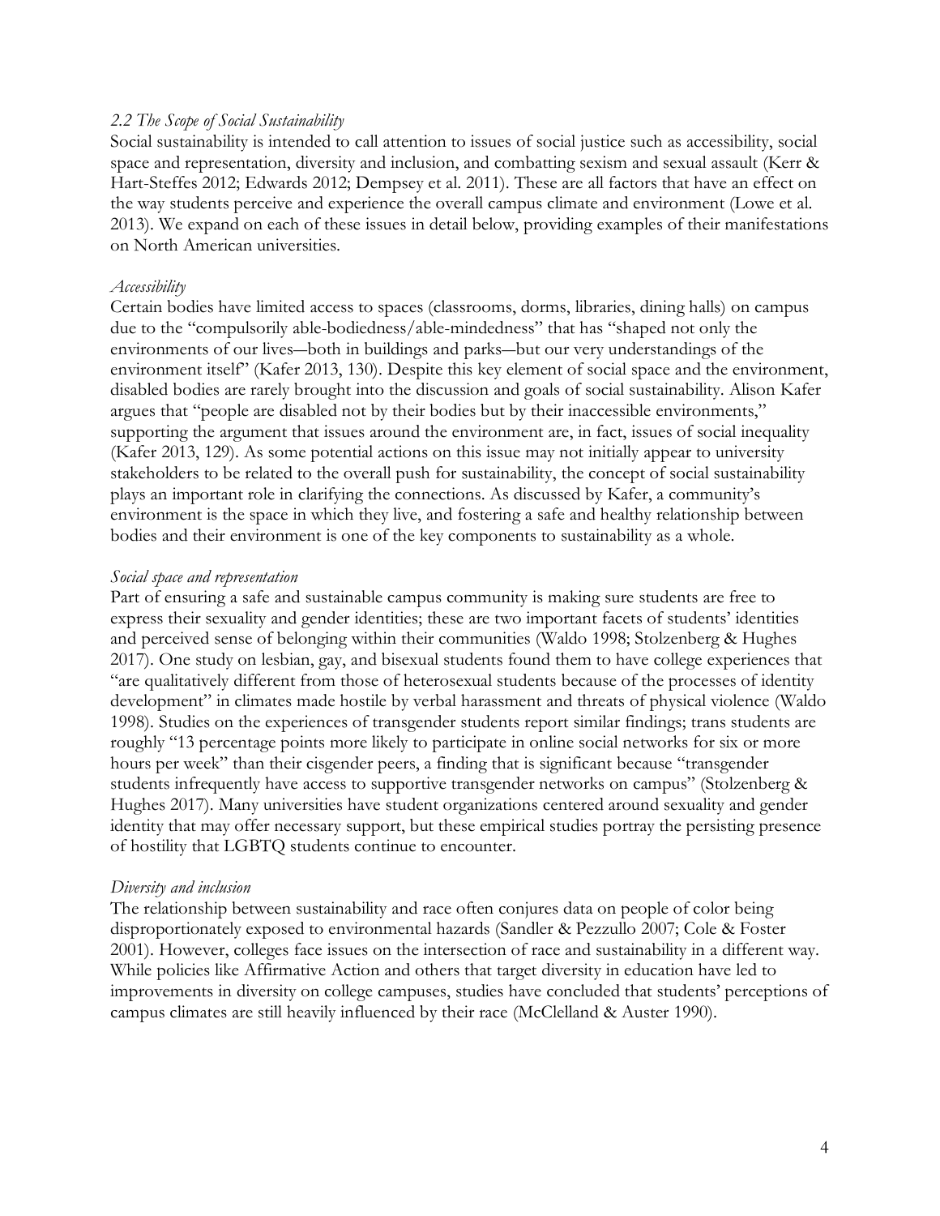### *2.2 The Scope of Social Sustainability*

Social sustainability is intended to call attention to issues of social justice such as accessibility, social space and representation, diversity and inclusion, and combatting sexism and sexual assault (Kerr & Hart-Steffes 2012; Edwards 2012; Dempsey et al. 2011). These are all factors that have an effect on the way students perceive and experience the overall campus climate and environment (Lowe et al. 2013). We expand on each of these issues in detail below, providing examples of their manifestations on North American universities.

#### *Accessibility*

Certain bodies have limited access to spaces (classrooms, dorms, libraries, dining halls) on campus due to the "compulsorily able-bodiedness/able-mindedness" that has "shaped not only the environments of our lives—both in buildings and parks—but our very understandings of the environment itself" (Kafer 2013, 130). Despite this key element of social space and the environment, disabled bodies are rarely brought into the discussion and goals of social sustainability. Alison Kafer argues that "people are disabled not by their bodies but by their inaccessible environments," supporting the argument that issues around the environment are, in fact, issues of social inequality (Kafer 2013, 129). As some potential actions on this issue may not initially appear to university stakeholders to be related to the overall push for sustainability, the concept of social sustainability plays an important role in clarifying the connections. As discussed by Kafer, a community's environment is the space in which they live, and fostering a safe and healthy relationship between bodies and their environment is one of the key components to sustainability as a whole.

#### *Social space and representation*

Part of ensuring a safe and sustainable campus community is making sure students are free to express their sexuality and gender identities; these are two important facets of students' identities and perceived sense of belonging within their communities (Waldo 1998; Stolzenberg & Hughes 2017). One study on lesbian, gay, and bisexual students found them to have college experiences that "are qualitatively different from those of heterosexual students because of the processes of identity development" in climates made hostile by verbal harassment and threats of physical violence (Waldo 1998). Studies on the experiences of transgender students report similar findings; trans students are roughly "13 percentage points more likely to participate in online social networks for six or more hours per week" than their cisgender peers, a finding that is significant because "transgender students infrequently have access to supportive transgender networks on campus" (Stolzenberg & Hughes 2017). Many universities have student organizations centered around sexuality and gender identity that may offer necessary support, but these empirical studies portray the persisting presence of hostility that LGBTQ students continue to encounter.

#### *Diversity and inclusion*

The relationship between sustainability and race often conjures data on people of color being disproportionately exposed to environmental hazards (Sandler & Pezzullo 2007; Cole & Foster 2001). However, colleges face issues on the intersection of race and sustainability in a different way. While policies like Affirmative Action and others that target diversity in education have led to improvements in diversity on college campuses, studies have concluded that students' perceptions of campus climates are still heavily influenced by their race (McClelland & Auster 1990).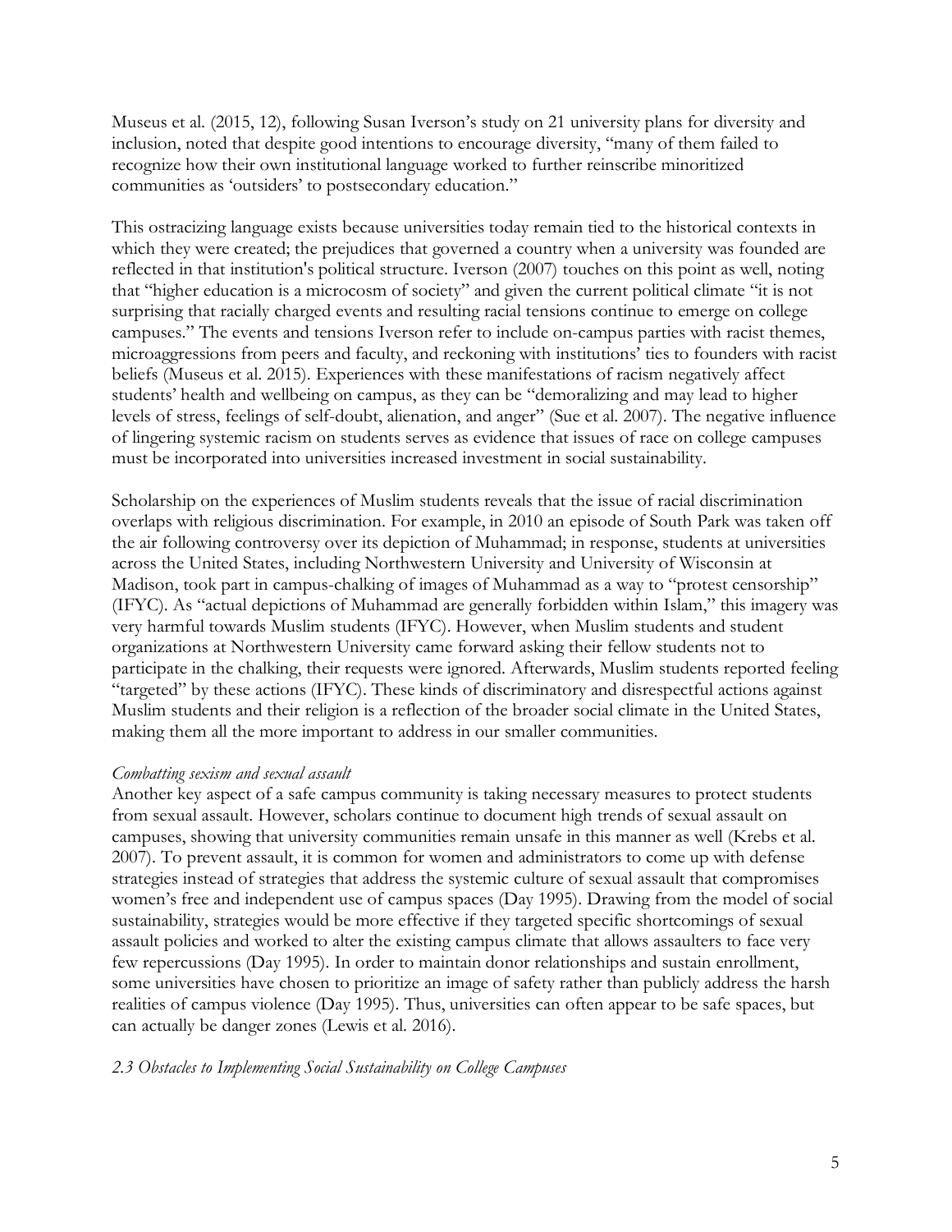Museus et al. (2015, 12), following Susan Iverson's study on 21 university plans for diversity and inclusion, noted that despite good intentions to encourage diversity, "many of them failed to recognize how their own institutional language worked to further reinscribe minoritized communities as 'outsiders' to postsecondary education."

This ostracizing language exists because universities today remain tied to the historical contexts in which they were created; the prejudices that governed a country when a university was founded are reflected in that institution's political structure. Iverson (2007) touches on this point as well, noting that "higher education is a microcosm of society" and given the current political climate "it is not surprising that racially charged events and resulting racial tensions continue to emerge on college campuses." The events and tensions Iverson refer to include on-campus parties with racist themes, microaggressions from peers and faculty, and reckoning with institutions' ties to founders with racist beliefs (Museus et al. 2015). Experiences with these manifestations of racism negatively affect students' health and wellbeing on campus, as they can be "demoralizing and may lead to higher levels of stress, feelings of self-doubt, alienation, and anger" (Sue et al. 2007). The negative influence of lingering systemic racism on students serves as evidence that issues of race on college campuses must be incorporated into universities increased investment in social sustainability.

Scholarship on the experiences of Muslim students reveals that the issue of racial discrimination overlaps with religious discrimination. For example, in 2010 an episode of South Park was taken off the air following controversy over its depiction of Muhammad; in response, students at universities across the United States, including Northwestern University and University of Wisconsin at Madison, took part in campus-chalking of images of Muhammad as a way to "protest censorship" (IFYC). As "actual depictions of Muhammad are generally forbidden within Islam," this imagery was very harmful towards Muslim students (IFYC). However, when Muslim students and student organizations at Northwestern University came forward asking their fellow students not to participate in the chalking, their requests were ignored. Afterwards, Muslim students reported feeling "targeted" by these actions (IFYC). These kinds of discriminatory and disrespectful actions against Muslim students and their religion is a reflection of the broader social climate in the United States, making them all the more important to address in our smaller communities.

*Combatting sexism and sexual assault*

Another key aspect of a safe campus community is taking necessary measures to protect students from sexual assault. However, scholars continue to document high trends of sexual assault on campuses, showing that university communities remain unsafe in this manner as well (Krebs et al. 2007). To prevent assault, it is common for women and administrators to come up with defense strategies instead of strategies that address the systemic culture of sexual assault that compromises women's free and independent use of campus spaces (Day 1995). Drawing from the model of social sustainability, strategies would be more effective if they targeted specific shortcomings of sexual assault policies and worked to alter the existing campus climate that allows assaulters to face very few repercussions (Day 1995). In order to maintain donor relationships and sustain enrollment, some universities have chosen to prioritize an image of safety rather than publicly address the harsh realities of campus violence (Day 1995). Thus, universities can often appear to be safe spaces, but can actually be danger zones (Lewis et al. 2016).

### *2.3 Obstacles to Implementing Social Sustainability on College Campuses*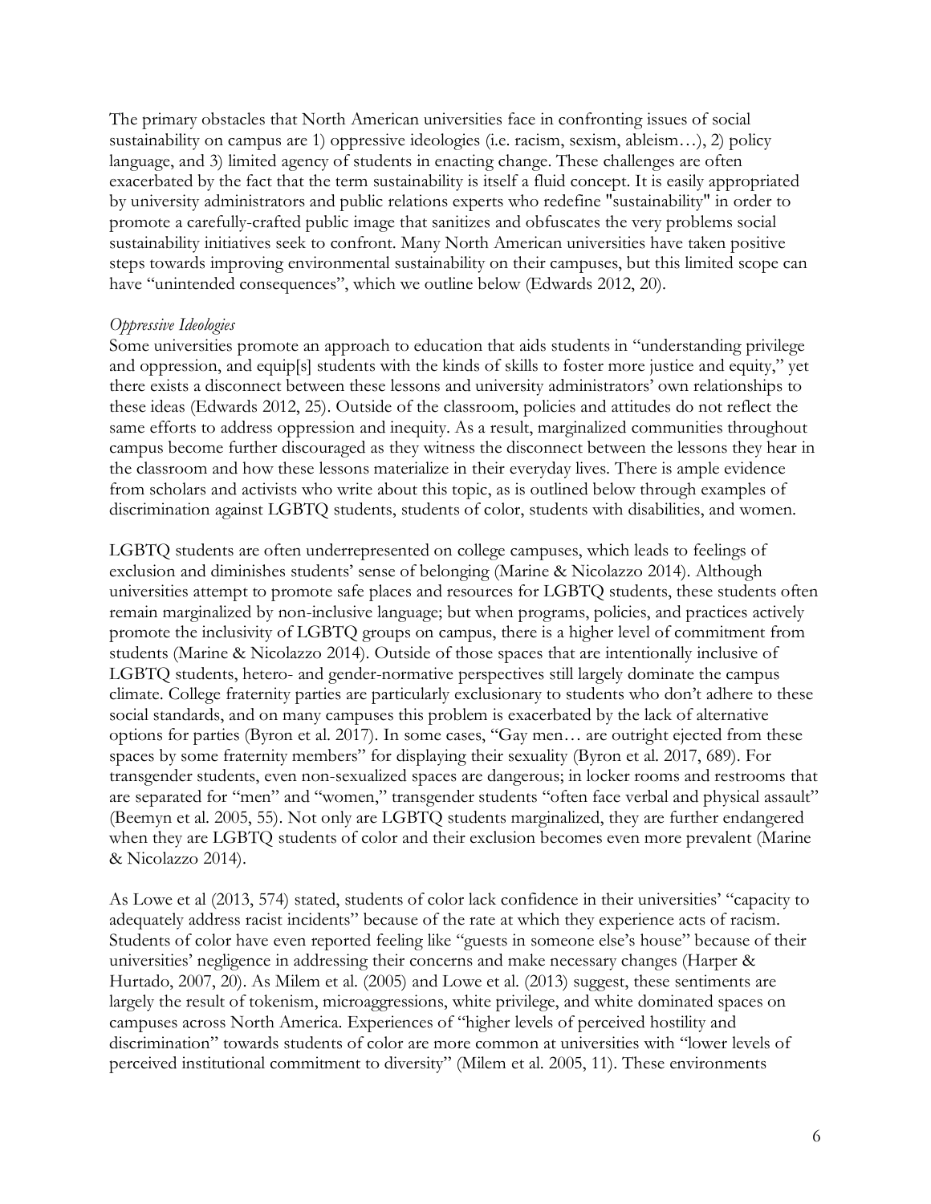The primary obstacles that North American universities face in confronting issues of social sustainability on campus are 1) oppressive ideologies (i.e. racism, sexism, ableism…), 2) policy language, and 3) limited agency of students in enacting change. These challenges are often exacerbated by the fact that the term sustainability is itself a fluid concept. It is easily appropriated by university administrators and public relations experts who redefine "sustainability" in order to promote a carefully-crafted public image that sanitizes and obfuscates the very problems social sustainability initiatives seek to confront. Many North American universities have taken positive steps towards improving environmental sustainability on their campuses, but this limited scope can have "unintended consequences", which we outline below (Edwards 2012, 20).

*Oppressive Ideologies*

Some universities promote an approach to education that aids students in "understanding privilege and oppression, and equip[s] students with the kinds of skills to foster more justice and equity," yet there exists a disconnect between these lessons and university administrators' own relationships to these ideas (Edwards 2012, 25). Outside of the classroom, policies and attitudes do not reflect the same efforts to address oppression and inequity. As a result, marginalized communities throughout campus become further discouraged as they witness the disconnect between the lessons they hear in the classroom and how these lessons materialize in their everyday lives. There is ample evidence from scholars and activists who write about this topic, as is outlined below through examples of discrimination against LGBTQ students, students of color, students with disabilities, and women.

LGBTQ students are often underrepresented on college campuses, which leads to feelings of exclusion and diminishes students' sense of belonging (Marine & Nicolazzo 2014). Although universities attempt to promote safe places and resources for LGBTQ students, these students often remain marginalized by non-inclusive language; but when programs, policies, and practices actively promote the inclusivity of LGBTQ groups on campus, there is a higher level of commitment from students (Marine & Nicolazzo 2014). Outside of those spaces that are intentionally inclusive of LGBTQ students, hetero- and gender-normative perspectives still largely dominate the campus climate. College fraternity parties are particularly exclusionary to students who don't adhere to these social standards, and on many campuses this problem is exacerbated by the lack of alternative options for parties (Byron et al. 2017). In some cases, "Gay men… are outright ejected from these spaces by some fraternity members" for displaying their sexuality (Byron et al. 2017, 689). For transgender students, even non-sexualized spaces are dangerous; in locker rooms and restrooms that are separated for "men" and "women," transgender students "often face verbal and physical assault" (Beemyn et al. 2005, 55). Not only are LGBTQ students marginalized, they are further endangered when they are LGBTQ students of color and their exclusion becomes even more prevalent (Marine & Nicolazzo 2014).

As Lowe et al (2013, 574) stated, students of color lack confidence in their universities' "capacity to adequately address racist incidents" because of the rate at which they experience acts of racism. Students of color have even reported feeling like "guests in someone else's house" because of their universities' negligence in addressing their concerns and make necessary changes (Harper & Hurtado, 2007, 20). As Milem et al. (2005) and Lowe et al. (2013) suggest, these sentiments are largely the result of tokenism, microaggressions, white privilege, and white dominated spaces on campuses across North America. Experiences of "higher levels of perceived hostility and discrimination" towards students of color are more common at universities with "lower levels of perceived institutional commitment to diversity" (Milem et al. 2005, 11). These environments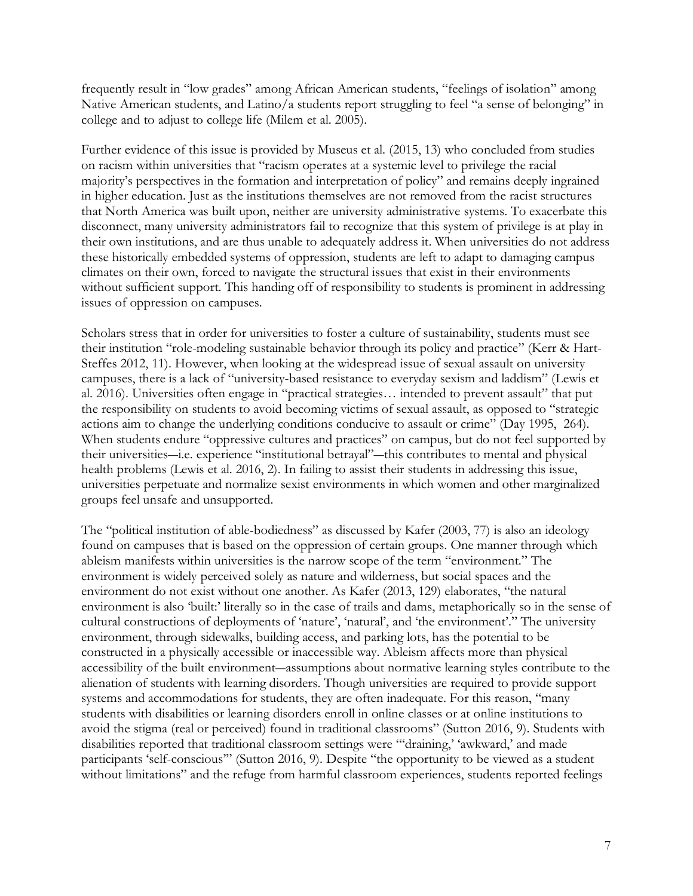frequently result in "low grades" among African American students, "feelings of isolation" among Native American students, and Latino/a students report struggling to feel "a sense of belonging" in college and to adjust to college life (Milem et al. 2005).

Further evidence of this issue is provided by Museus et al. (2015, 13) who concluded from studies on racism within universities that "racism operates at a systemic level to privilege the racial majority's perspectives in the formation and interpretation of policy" and remains deeply ingrained in higher education. Just as the institutions themselves are not removed from the racist structures that North America was built upon, neither are university administrative systems. To exacerbate this disconnect, many university administrators fail to recognize that this system of privilege is at play in their own institutions, and are thus unable to adequately address it. When universities do not address these historically embedded systems of oppression, students are left to adapt to damaging campus climates on their own, forced to navigate the structural issues that exist in their environments without sufficient support. This handing off of responsibility to students is prominent in addressing issues of oppression on campuses.

Scholars stress that in order for universities to foster a culture of sustainability, students must see their institution "role-modeling sustainable behavior through its policy and practice" (Kerr & Hart-Steffes 2012, 11). However, when looking at the widespread issue of sexual assault on university campuses, there is a lack of "university-based resistance to everyday sexism and laddism" (Lewis et al. 2016). Universities often engage in "practical strategies… intended to prevent assault" that put the responsibility on students to avoid becoming victims of sexual assault, as opposed to "strategic actions aim to change the underlying conditions conducive to assault or crime" (Day 1995, 264). When students endure "oppressive cultures and practices" on campus, but do not feel supported by their universities—i.e. experience "institutional betrayal"—this contributes to mental and physical health problems (Lewis et al. 2016, 2). In failing to assist their students in addressing this issue, universities perpetuate and normalize sexist environments in which women and other marginalized groups feel unsafe and unsupported.

The "political institution of able-bodiedness" as discussed by Kafer (2003, 77) is also an ideology found on campuses that is based on the oppression of certain groups. One manner through which ableism manifests within universities is the narrow scope of the term "environment." The environment is widely perceived solely as nature and wilderness, but social spaces and the environment do not exist without one another. As Kafer (2013, 129) elaborates, "the natural environment is also 'built:' literally so in the case of trails and dams, metaphorically so in the sense of cultural constructions of deployments of 'nature', 'natural', and 'the environment'." The university environment, through sidewalks, building access, and parking lots, has the potential to be constructed in a physically accessible or inaccessible way. Ableism affects more than physical accessibility of the built environment—assumptions about normative learning styles contribute to the alienation of students with learning disorders. Though universities are required to provide support systems and accommodations for students, they are often inadequate. For this reason, "many students with disabilities or learning disorders enroll in online classes or at online institutions to avoid the stigma (real or perceived) found in traditional classrooms" (Sutton 2016, 9). Students with disabilities reported that traditional classroom settings were "'draining,' 'awkward,' and made participants 'self-conscious'" (Sutton 2016, 9). Despite "the opportunity to be viewed as a student without limitations" and the refuge from harmful classroom experiences, students reported feelings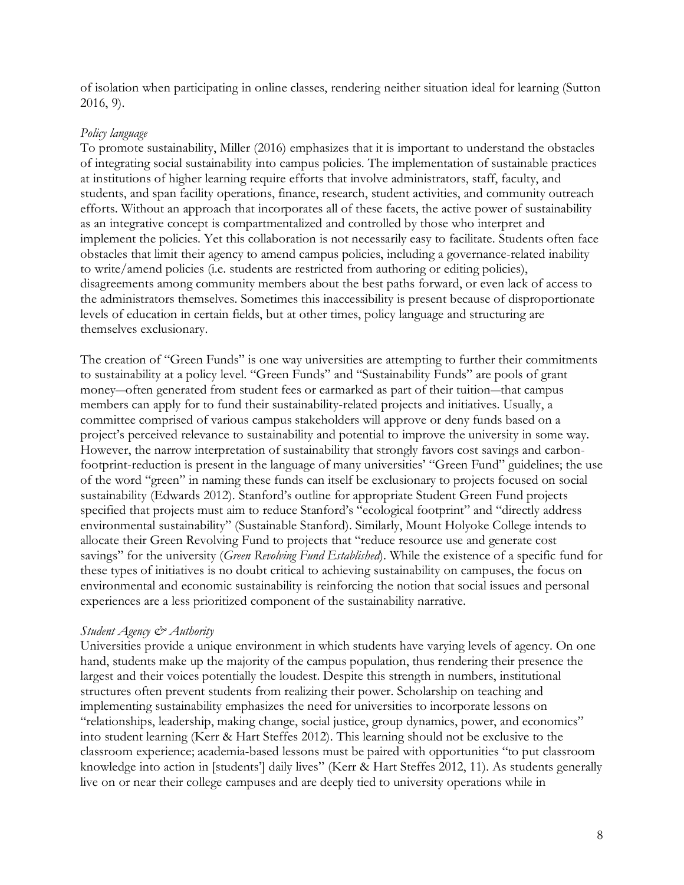of isolation when participating in online classes, rendering neither situation ideal for learning (Sutton 2016, 9).

*Policy language*

To promote sustainability, Miller (2016) emphasizes that it is important to understand the obstacles of integrating social sustainability into campus policies. The implementation of sustainable practices at institutions of higher learning require efforts that involve administrators, staff, faculty, and students, and span facility operations, finance, research, student activities, and community outreach efforts. Without an approach that incorporates all of these facets, the active power of sustainability as an integrative concept is compartmentalized and controlled by those who interpret and implement the policies. Yet this collaboration is not necessarily easy to facilitate. Students often face obstacles that limit their agency to amend campus policies, including a governance-related inability to write/amend policies (i.e. students are restricted from authoring or editing policies), disagreements among community members about the best paths forward, or even lack of access to the administrators themselves. Sometimes this inaccessibility is present because of disproportionate levels of education in certain fields, but at other times, policy language and structuring are themselves exclusionary.

The creation of "Green Funds" is one way universities are attempting to further their commitments to sustainability at a policy level. "Green Funds" and "Sustainability Funds" are pools of grant money—often generated from student fees or earmarked as part of their tuition—that campus members can apply for to fund their sustainability-related projects and initiatives. Usually, a committee comprised of various campus stakeholders will approve or deny funds based on a project's perceived relevance to sustainability and potential to improve the university in some way. However, the narrow interpretation of sustainability that strongly favors cost savings and carbon-footprint-reduction is present in the language of many universities' "Green Fund" guidelines; the use of the word "green" in naming these funds can itself be exclusionary to projects focused on social sustainability (Edwards 2012). Stanford's outline for appropriate Student Green Fund projects specified that projects must aim to reduce Stanford's "ecological footprint" and "directly address environmental sustainability" (Sustainable Stanford). Similarly, Mount Holyoke College intends to allocate their Green Revolving Fund to projects that "reduce resource use and generate cost savings" for the university (*Green Revolving Fund Established*). While the existence of a specific fund for these types of initiatives is no doubt critical to achieving sustainability on campuses, the focus on environmental and economic sustainability is reinforcing the notion that social issues and personal experiences are a less prioritized component of the sustainability narrative.

*Student Agency & Authority*

Universities provide a unique environment in which students have varying levels of agency. On one hand, students make up the majority of the campus population, thus rendering their presence the largest and their voices potentially the loudest. Despite this strength in numbers, institutional structures often prevent students from realizing their power. Scholarship on teaching and implementing sustainability emphasizes the need for universities to incorporate lessons on "relationships, leadership, making change, social justice, group dynamics, power, and economics" into student learning (Kerr & Hart Steffes 2012). This learning should not be exclusive to the classroom experience; academia-based lessons must be paired with opportunities "to put classroom knowledge into action in [students'] daily lives" (Kerr & Hart Steffes 2012, 11). As students generally live on or near their college campuses and are deeply tied to university operations while in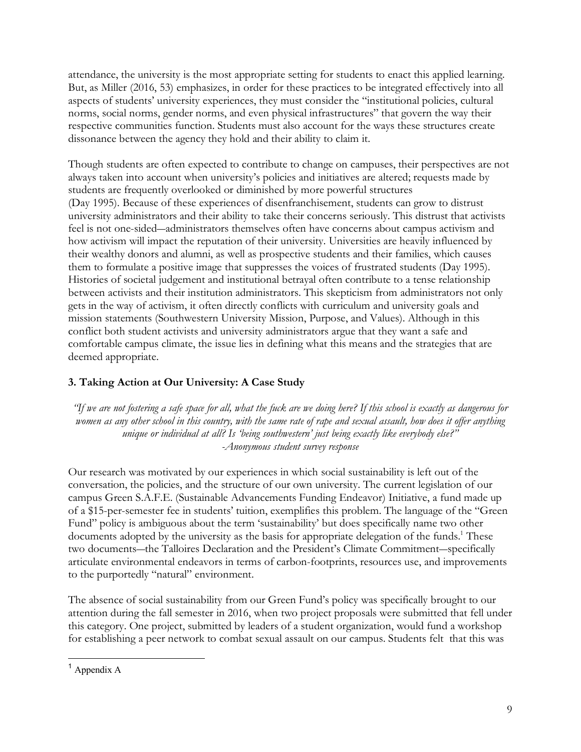attendance, the university is the most appropriate setting for students to enact this applied learning. But, as Miller (2016, 53) emphasizes, in order for these practices to be integrated effectively into all aspects of students' university experiences, they must consider the "institutional policies, cultural norms, social norms, gender norms, and even physical infrastructures" that govern the way their respective communities function. Students must also account for the ways these structures create dissonance between the agency they hold and their ability to claim it.

Though students are often expected to contribute to change on campuses, their perspectives are not always taken into account when university's policies and initiatives are altered; requests made by students are frequently overlooked or diminished by more powerful structures (Day 1995). Because of these experiences of disenfranchisement, students can grow to distrust university administrators and their ability to take their concerns seriously. This distrust that activists feel is not one-sided—administrators themselves often have concerns about campus activism and how activism will impact the reputation of their university. Universities are heavily influenced by their wealthy donors and alumni, as well as prospective students and their families, which causes them to formulate a positive image that suppresses the voices of frustrated students (Day 1995). Histories of societal judgement and institutional betrayal often contribute to a tense relationship between activists and their institution administrators. This skepticism from administrators not only gets in the way of activism, it often directly conflicts with curriculum and university goals and mission statements (Southwestern University Mission, Purpose, and Values). Although in this conflict both student activists and university administrators argue that they want a safe and comfortable campus climate, the issue lies in defining what this means and the strategies that are deemed appropriate.

## 3. Taking Action at Our University: A Case Study

*"If we are not fostering a safe space for all, what the fuck are we doing here? If this school is exactly as dangerous for women as any other school in this country, with the same rate of rape and sexual assault, how does it offer anything unique or individual at all? Is 'being southwestern' just being exactly like everybody else?"*
*-Anonymous student survey response*

Our research was motivated by our experiences in which social sustainability is left out of the conversation, the policies, and the structure of our own university. The current legislation of our campus Green S.A.F.E. (Sustainable Advancements Funding Endeavor) Initiative, a fund made up of a $15-per-semester fee in students' tuition, exemplifies this problem. The language of the "Green Fund" policy is ambiguous about the term 'sustainability' but does specifically name two other documents adopted by the university as the basis for appropriate delegation of the funds.[1] These two documents—the Talloires Declaration and the President's Climate Commitment—specifically articulate environmental endeavors in terms of carbon-footprints, resources use, and improvements to the purportedly "natural" environment.

The absence of social sustainability from our Green Fund's policy was specifically brought to our attention during the fall semester in 2016, when two project proposals were submitted that fell under this category. One project, submitted by leaders of a student organization, would fund a workshop for establishing a peer network to combat sexual assault on our campus. Students felt that this was

[1] Appendix A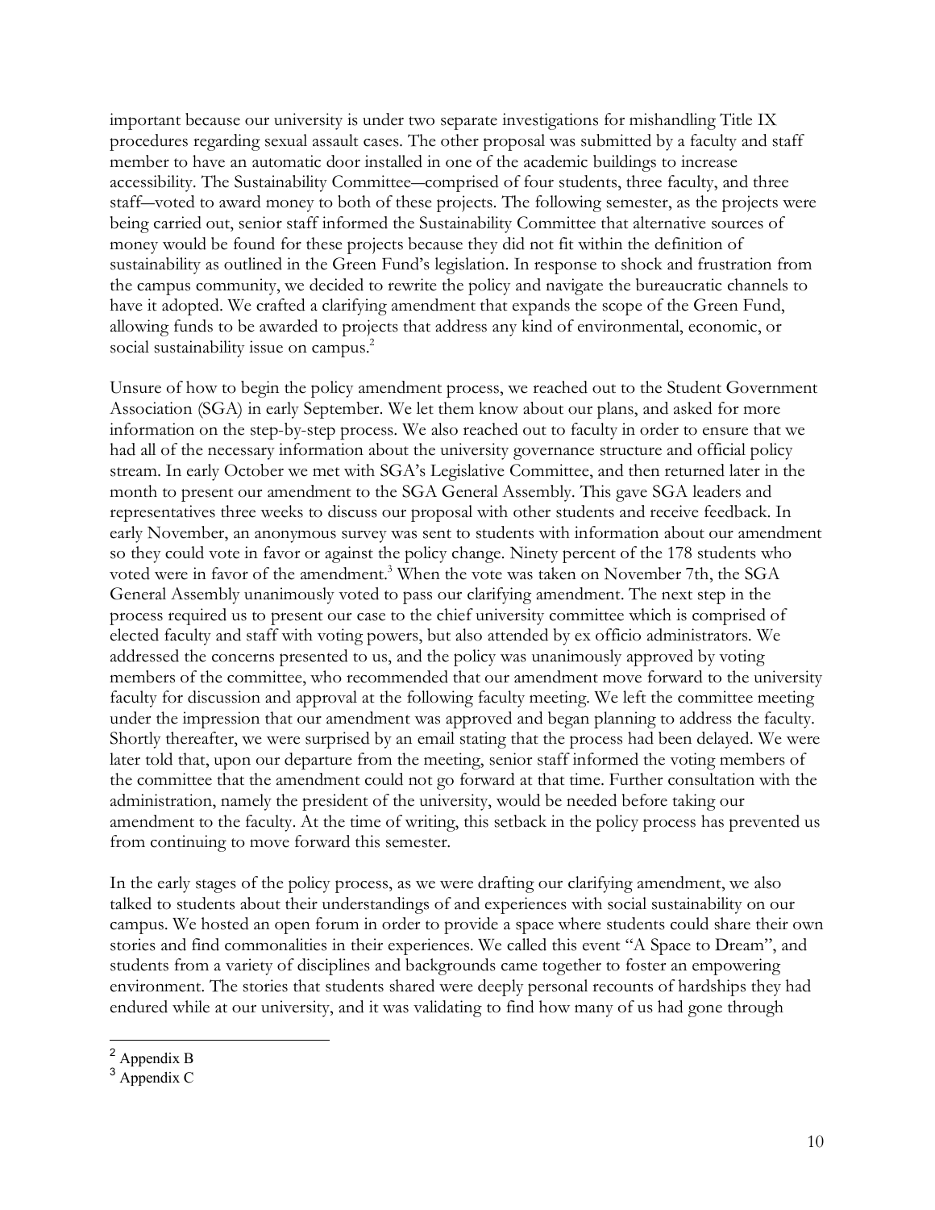important because our university is under two separate investigations for mishandling Title IX procedures regarding sexual assault cases. The other proposal was submitted by a faculty and staff member to have an automatic door installed in one of the academic buildings to increase accessibility. The Sustainability Committee—comprised of four students, three faculty, and three staff—voted to award money to both of these projects. The following semester, as the projects were being carried out, senior staff informed the Sustainability Committee that alternative sources of money would be found for these projects because they did not fit within the definition of sustainability as outlined in the Green Fund's legislation. In response to shock and frustration from the campus community, we decided to rewrite the policy and navigate the bureaucratic channels to have it adopted. We crafted a clarifying amendment that expands the scope of the Green Fund, allowing funds to be awarded to projects that address any kind of environmental, economic, or social sustainability issue on campus.[2]

Unsure of how to begin the policy amendment process, we reached out to the Student Government Association (SGA) in early September. We let them know about our plans, and asked for more information on the step-by-step process. We also reached out to faculty in order to ensure that we had all of the necessary information about the university governance structure and official policy stream. In early October we met with SGA's Legislative Committee, and then returned later in the month to present our amendment to the SGA General Assembly. This gave SGA leaders and representatives three weeks to discuss our proposal with other students and receive feedback. In early November, an anonymous survey was sent to students with information about our amendment so they could vote in favor or against the policy change. Ninety percent of the 178 students who voted were in favor of the amendment.[3] When the vote was taken on November 7th, the SGA General Assembly unanimously voted to pass our clarifying amendment. The next step in the process required us to present our case to the chief university committee which is comprised of elected faculty and staff with voting powers, but also attended by ex officio administrators. We addressed the concerns presented to us, and the policy was unanimously approved by voting members of the committee, who recommended that our amendment move forward to the university faculty for discussion and approval at the following faculty meeting. We left the committee meeting under the impression that our amendment was approved and began planning to address the faculty. Shortly thereafter, we were surprised by an email stating that the process had been delayed. We were later told that, upon our departure from the meeting, senior staff informed the voting members of the committee that the amendment could not go forward at that time. Further consultation with the administration, namely the president of the university, would be needed before taking our amendment to the faculty. At the time of writing, this setback in the policy process has prevented us from continuing to move forward this semester.

In the early stages of the policy process, as we were drafting our clarifying amendment, we also talked to students about their understandings of and experiences with social sustainability on our campus. We hosted an open forum in order to provide a space where students could share their own stories and find commonalities in their experiences. We called this event "A Space to Dream", and students from a variety of disciplines and backgrounds came together to foster an empowering environment. The stories that students shared were deeply personal recounts of hardships they had endured while at our university, and it was validating to find how many of us had gone through

[2] Appendix B

[3] Appendix C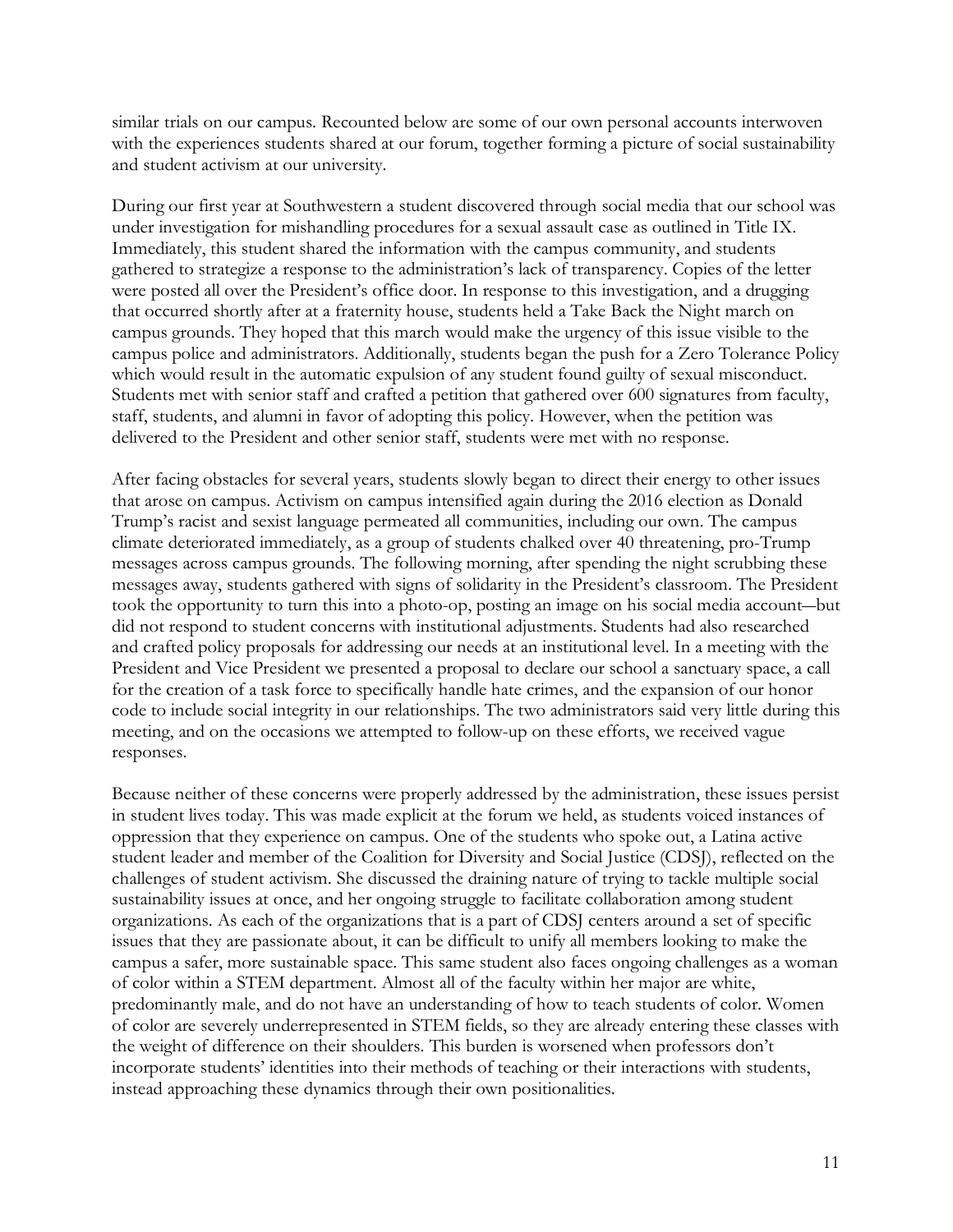similar trials on our campus. Recounted below are some of our own personal accounts interwoven with the experiences students shared at our forum, together forming a picture of social sustainability and student activism at our university.

During our first year at Southwestern a student discovered through social media that our school was under investigation for mishandling procedures for a sexual assault case as outlined in Title IX. Immediately, this student shared the information with the campus community, and students gathered to strategize a response to the administration's lack of transparency. Copies of the letter were posted all over the President's office door. In response to this investigation, and a drugging that occurred shortly after at a fraternity house, students held a Take Back the Night march on campus grounds. They hoped that this march would make the urgency of this issue visible to the campus police and administrators. Additionally, students began the push for a Zero Tolerance Policy which would result in the automatic expulsion of any student found guilty of sexual misconduct. Students met with senior staff and crafted a petition that gathered over 600 signatures from faculty, staff, students, and alumni in favor of adopting this policy. However, when the petition was delivered to the President and other senior staff, students were met with no response.

After facing obstacles for several years, students slowly began to direct their energy to other issues that arose on campus. Activism on campus intensified again during the 2016 election as Donald Trump's racist and sexist language permeated all communities, including our own. The campus climate deteriorated immediately, as a group of students chalked over 40 threatening, pro-Trump messages across campus grounds. The following morning, after spending the night scrubbing these messages away, students gathered with signs of solidarity in the President's classroom. The President took the opportunity to turn this into a photo-op, posting an image on his social media account—but did not respond to student concerns with institutional adjustments. Students had also researched and crafted policy proposals for addressing our needs at an institutional level. In a meeting with the President and Vice President we presented a proposal to declare our school a sanctuary space, a call for the creation of a task force to specifically handle hate crimes, and the expansion of our honor code to include social integrity in our relationships. The two administrators said very little during this meeting, and on the occasions we attempted to follow-up on these efforts, we received vague responses.

Because neither of these concerns were properly addressed by the administration, these issues persist in student lives today. This was made explicit at the forum we held, as students voiced instances of oppression that they experience on campus. One of the students who spoke out, a Latina active student leader and member of the Coalition for Diversity and Social Justice (CDSJ), reflected on the challenges of student activism. She discussed the draining nature of trying to tackle multiple social sustainability issues at once, and her ongoing struggle to facilitate collaboration among student organizations. As each of the organizations that is a part of CDSJ centers around a set of specific issues that they are passionate about, it can be difficult to unify all members looking to make the campus a safer, more sustainable space. This same student also faces ongoing challenges as a woman of color within a STEM department. Almost all of the faculty within her major are white, predominantly male, and do not have an understanding of how to teach students of color. Women of color are severely underrepresented in STEM fields, so they are already entering these classes with the weight of difference on their shoulders. This burden is worsened when professors don't incorporate students' identities into their methods of teaching or their interactions with students, instead approaching these dynamics through their own positionalities.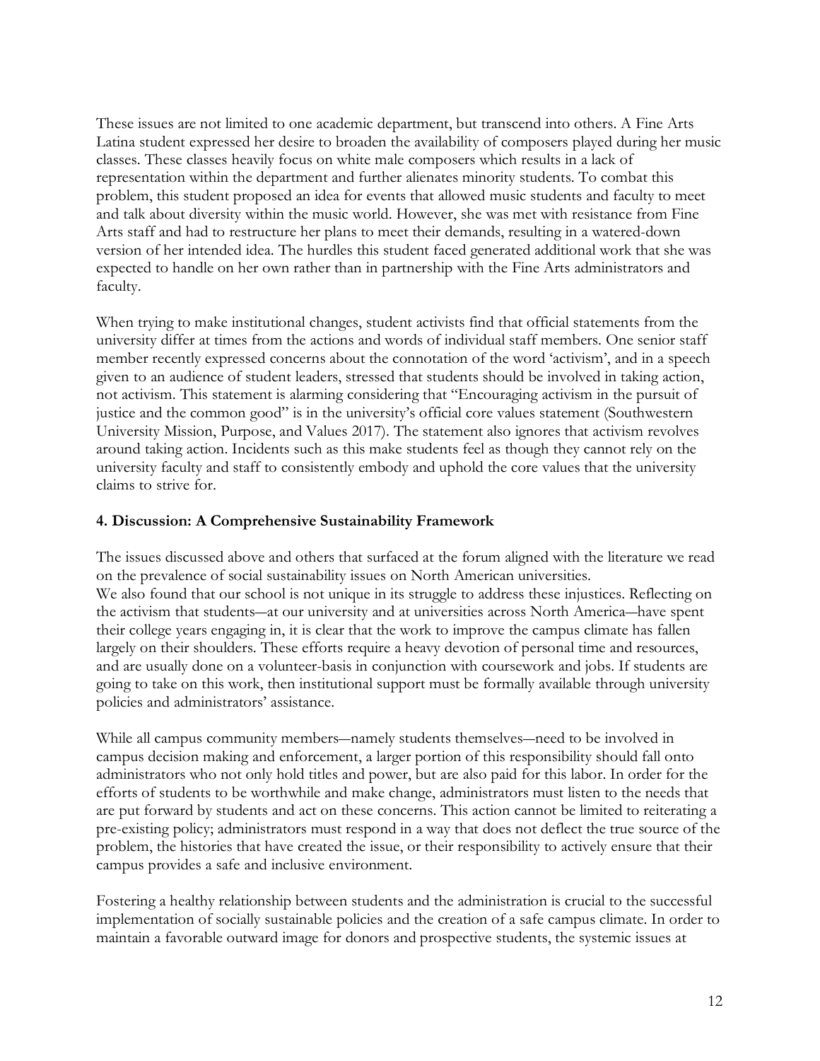These issues are not limited to one academic department, but transcend into others. A Fine Arts Latina student expressed her desire to broaden the availability of composers played during her music classes. These classes heavily focus on white male composers which results in a lack of representation within the department and further alienates minority students. To combat this problem, this student proposed an idea for events that allowed music students and faculty to meet and talk about diversity within the music world. However, she was met with resistance from Fine Arts staff and had to restructure her plans to meet their demands, resulting in a watered-down version of her intended idea. The hurdles this student faced generated additional work that she was expected to handle on her own rather than in partnership with the Fine Arts administrators and faculty.

When trying to make institutional changes, student activists find that official statements from the university differ at times from the actions and words of individual staff members. One senior staff member recently expressed concerns about the connotation of the word 'activism', and in a speech given to an audience of student leaders, stressed that students should be involved in taking action, not activism. This statement is alarming considering that "Encouraging activism in the pursuit of justice and the common good" is in the university's official core values statement (Southwestern University Mission, Purpose, and Values 2017). The statement also ignores that activism revolves around taking action. Incidents such as this make students feel as though they cannot rely on the university faculty and staff to consistently embody and uphold the core values that the university claims to strive for.

### 4. Discussion: A Comprehensive Sustainability Framework

The issues discussed above and others that surfaced at the forum aligned with the literature we read on the prevalence of social sustainability issues on North American universities.
We also found that our school is not unique in its struggle to address these injustices. Reflecting on the activism that students—at our university and at universities across North America—have spent their college years engaging in, it is clear that the work to improve the campus climate has fallen largely on their shoulders. These efforts require a heavy devotion of personal time and resources, and are usually done on a volunteer-basis in conjunction with coursework and jobs. If students are going to take on this work, then institutional support must be formally available through university policies and administrators' assistance.

While all campus community members—namely students themselves—need to be involved in campus decision making and enforcement, a larger portion of this responsibility should fall onto administrators who not only hold titles and power, but are also paid for this labor. In order for the efforts of students to be worthwhile and make change, administrators must listen to the needs that are put forward by students and act on these concerns. This action cannot be limited to reiterating a pre-existing policy; administrators must respond in a way that does not deflect the true source of the problem, the histories that have created the issue, or their responsibility to actively ensure that their campus provides a safe and inclusive environment.

Fostering a healthy relationship between students and the administration is crucial to the successful implementation of socially sustainable policies and the creation of a safe campus climate. In order to maintain a favorable outward image for donors and prospective students, the systemic issues at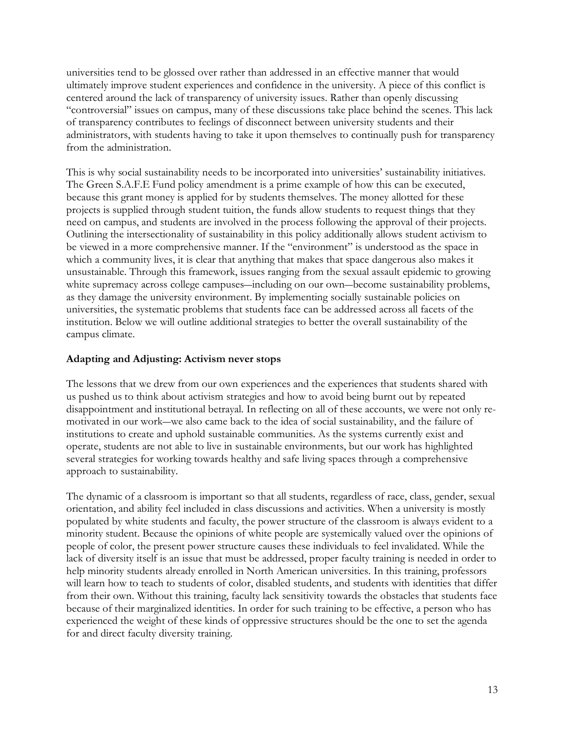universities tend to be glossed over rather than addressed in an effective manner that would ultimately improve student experiences and confidence in the university. A piece of this conflict is centered around the lack of transparency of university issues. Rather than openly discussing "controversial" issues on campus, many of these discussions take place behind the scenes. This lack of transparency contributes to feelings of disconnect between university students and their administrators, with students having to take it upon themselves to continually push for transparency from the administration.

This is why social sustainability needs to be incorporated into universities' sustainability initiatives. The Green S.A.F.E Fund policy amendment is a prime example of how this can be executed, because this grant money is applied for by students themselves. The money allotted for these projects is supplied through student tuition, the funds allow students to request things that they need on campus, and students are involved in the process following the approval of their projects. Outlining the intersectionality of sustainability in this policy additionally allows student activism to be viewed in a more comprehensive manner. If the "environment" is understood as the space in which a community lives, it is clear that anything that makes that space dangerous also makes it unsustainable. Through this framework, issues ranging from the sexual assault epidemic to growing white supremacy across college campuses—including on our own—become sustainability problems, as they damage the university environment. By implementing socially sustainable policies on universities, the systematic problems that students face can be addressed across all facets of the institution. Below we will outline additional strategies to better the overall sustainability of the campus climate.

### Adapting and Adjusting: Activism never stops

The lessons that we drew from our own experiences and the experiences that students shared with us pushed us to think about activism strategies and how to avoid being burnt out by repeated disappointment and institutional betrayal. In reflecting on all of these accounts, we were not only re-motivated in our work—we also came back to the idea of social sustainability, and the failure of institutions to create and uphold sustainable communities. As the systems currently exist and operate, students are not able to live in sustainable environments, but our work has highlighted several strategies for working towards healthy and safe living spaces through a comprehensive approach to sustainability.

The dynamic of a classroom is important so that all students, regardless of race, class, gender, sexual orientation, and ability feel included in class discussions and activities. When a university is mostly populated by white students and faculty, the power structure of the classroom is always evident to a minority student. Because the opinions of white people are systemically valued over the opinions of people of color, the present power structure causes these individuals to feel invalidated. While the lack of diversity itself is an issue that must be addressed, proper faculty training is needed in order to help minority students already enrolled in North American universities. In this training, professors will learn how to teach to students of color, disabled students, and students with identities that differ from their own. Without this training, faculty lack sensitivity towards the obstacles that students face because of their marginalized identities. In order for such training to be effective, a person who has experienced the weight of these kinds of oppressive structures should be the one to set the agenda for and direct faculty diversity training.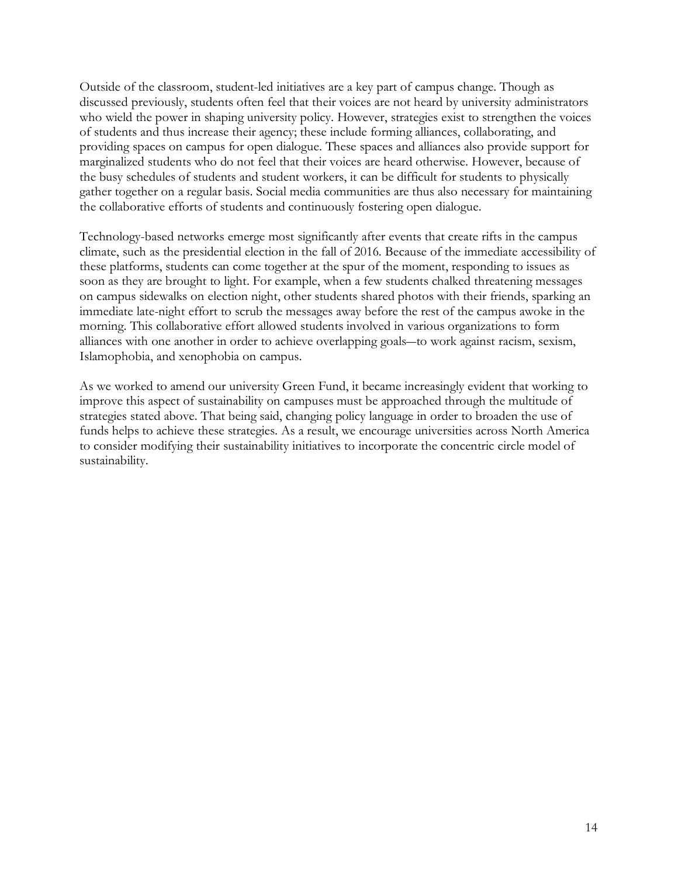Outside of the classroom, student-led initiatives are a key part of campus change. Though as discussed previously, students often feel that their voices are not heard by university administrators who wield the power in shaping university policy. However, strategies exist to strengthen the voices of students and thus increase their agency; these include forming alliances, collaborating, and providing spaces on campus for open dialogue. These spaces and alliances also provide support for marginalized students who do not feel that their voices are heard otherwise. However, because of the busy schedules of students and student workers, it can be difficult for students to physically gather together on a regular basis. Social media communities are thus also necessary for maintaining the collaborative efforts of students and continuously fostering open dialogue.

Technology-based networks emerge most significantly after events that create rifts in the campus climate, such as the presidential election in the fall of 2016. Because of the immediate accessibility of these platforms, students can come together at the spur of the moment, responding to issues as soon as they are brought to light. For example, when a few students chalked threatening messages on campus sidewalks on election night, other students shared photos with their friends, sparking an immediate late-night effort to scrub the messages away before the rest of the campus awoke in the morning. This collaborative effort allowed students involved in various organizations to form alliances with one another in order to achieve overlapping goals—to work against racism, sexism, Islamophobia, and xenophobia on campus.

As we worked to amend our university Green Fund, it became increasingly evident that working to improve this aspect of sustainability on campuses must be approached through the multitude of strategies stated above. That being said, changing policy language in order to broaden the use of funds helps to achieve these strategies. As a result, we encourage universities across North America to consider modifying their sustainability initiatives to incorporate the concentric circle model of sustainability.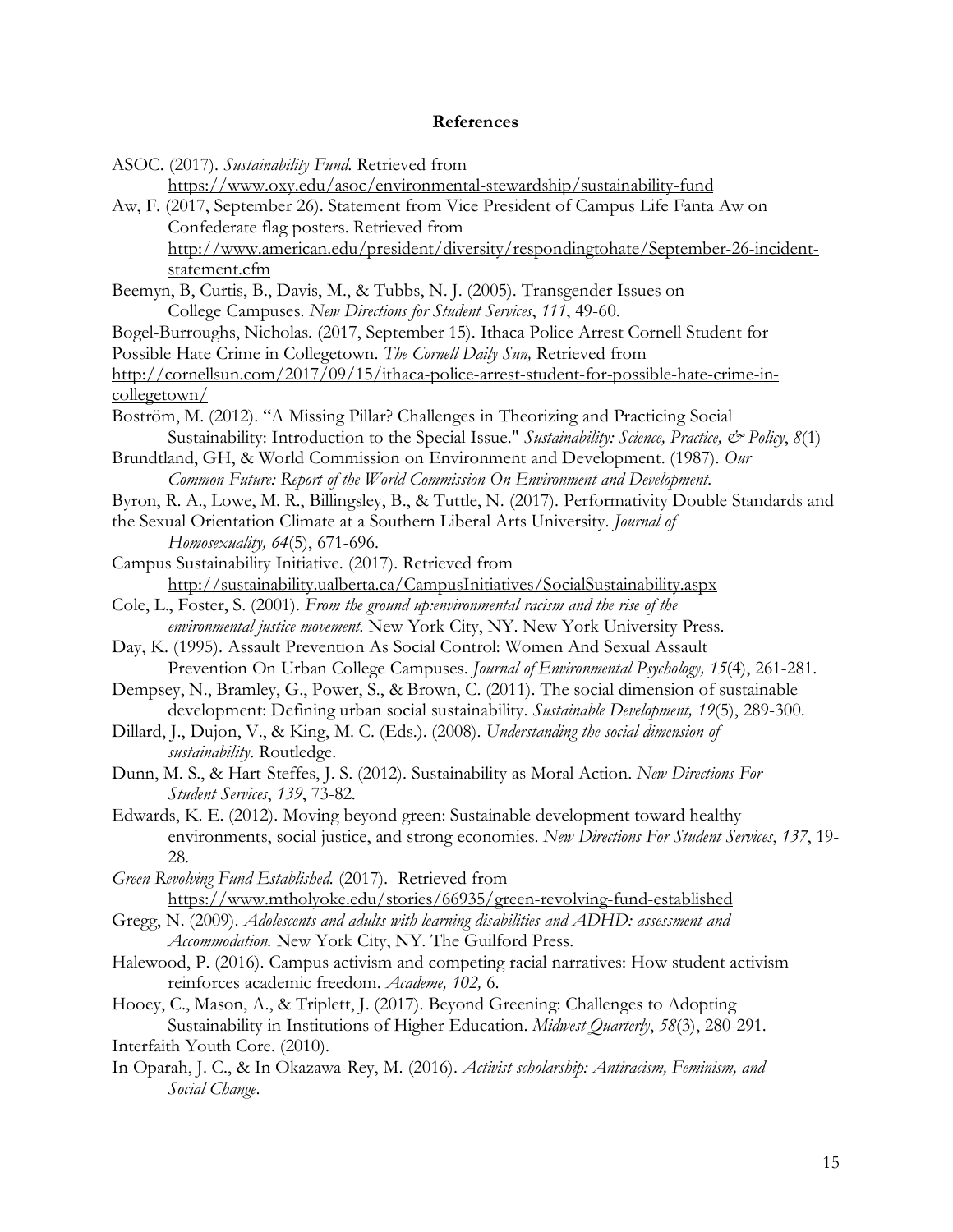**References**

ASOC. (2017). *Sustainability Fund*. Retrieved from https://www.oxy.edu/asoc/environmental-stewardship/sustainability-fund

Aw, F. (2017, September 26). Statement from Vice President of Campus Life Fanta Aw on Confederate flag posters. Retrieved from http://www.american.edu/president/diversity/respondingtohate/September-26-incident-statement.cfm

Beemyn, B, Curtis, B., Davis, M., & Tubbs, N. J. (2005). Transgender Issues on College Campuses. *New Directions for Student Services*, *111*, 49-60.

Bogel-Burroughs, Nicholas. (2017, September 15). Ithaca Police Arrest Cornell Student for Possible Hate Crime in Collegetown. *The Cornell Daily Sun,* Retrieved from http://cornellsun.com/2017/09/15/ithaca-police-arrest-student-for-possible-hate-crime-in-collegetown/

Boström, M. (2012). "A Missing Pillar? Challenges in Theorizing and Practicing Social Sustainability: Introduction to the Special Issue." *Sustainability: Science, Practice, & Policy*, *8*(1)

Brundtland, GH, & World Commission on Environment and Development. (1987). *Our Common Future: Report of the World Commission On Environment and Development*.

Byron, R. A., Lowe, M. R., Billingsley, B., & Tuttle, N. (2017). Performativity Double Standards and the Sexual Orientation Climate at a Southern Liberal Arts University. *Journal of Homosexuality, 64*(5), 671-696.

Campus Sustainability Initiative. (2017). Retrieved from http://sustainability.ualberta.ca/CampusInitiatives/SocialSustainability.aspx

Cole, L., Foster, S. (2001). *From the ground up:environmental racism and the rise of the environmental justice movement.* New York City, NY. New York University Press.

Day, K. (1995). Assault Prevention As Social Control: Women And Sexual Assault Prevention On Urban College Campuses. *Journal of Environmental Psychology, 15*(4), 261-281.

Dempsey, N., Bramley, G., Power, S., & Brown, C. (2011). The social dimension of sustainable development: Defining urban social sustainability. *Sustainable Development, 19*(5), 289-300.

Dillard, J., Dujon, V., & King, M. C. (Eds.). (2008). *Understanding the social dimension of sustainability*. Routledge.

Dunn, M. S., & Hart-Steffes, J. S. (2012). Sustainability as Moral Action. *New Directions For Student Services*, *139*, 73-82.

Edwards, K. E. (2012). Moving beyond green: Sustainable development toward healthy environments, social justice, and strong economies. *New Directions For Student Services*, *137*, 19-28.

*Green Revolving Fund Established*. (2017). Retrieved from https://www.mtholyoke.edu/stories/66935/green-revolving-fund-established

Gregg, N. (2009). *Adolescents and adults with learning disabilities and ADHD: assessment and Accommodation.* New York City, NY. The Guilford Press.

Halewood, P. (2016). Campus activism and competing racial narratives: How student activism reinforces academic freedom. *Academe, 102,* 6.

Hooey, C., Mason, A., & Triplett, J. (2017). Beyond Greening: Challenges to Adopting Sustainability in Institutions of Higher Education. *Midwest Quarterly*, *58*(3), 280-291.

Interfaith Youth Core. (2010).

In Oparah, J. C., & In Okazawa-Rey, M. (2016). *Activist scholarship: Antiracism, Feminism, and Social Change.*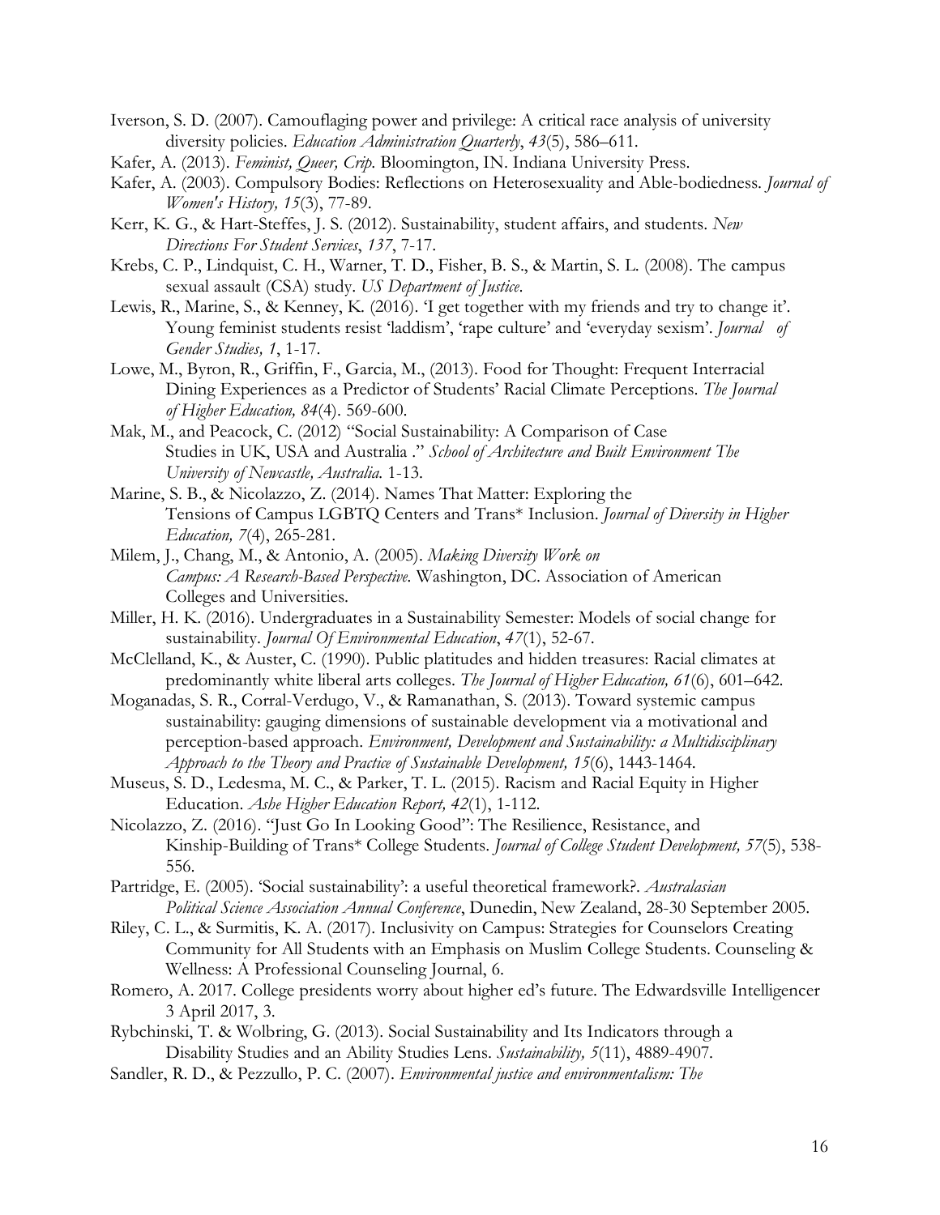Iverson, S. D. (2007). Camouflaging power and privilege: A critical race analysis of university diversity policies. *Education Administration Quarterly*, *43*(5), 586–611.

Kafer, A. (2013). *Feminist, Queer, Crip.* Bloomington, IN. Indiana University Press.

Kafer, A. (2003). Compulsory Bodies: Reflections on Heterosexuality and Able-bodiedness. *Journal of Women's History, 15*(3), 77-89.

Kerr, K. G., & Hart-Steffes, J. S. (2012). Sustainability, student affairs, and students. *New Directions For Student Services*, *137*, 7-17.

Krebs, C. P., Lindquist, C. H., Warner, T. D., Fisher, B. S., & Martin, S. L. (2008). The campus sexual assault (CSA) study. *US Department of Justice.*

Lewis, R., Marine, S., & Kenney, K. (2016). 'I get together with my friends and try to change it'. Young feminist students resist 'laddism', 'rape culture' and 'everyday sexism'. *Journal of Gender Studies, 1*, 1-17.

Lowe, M., Byron, R., Griffin, F., Garcia, M., (2013). Food for Thought: Frequent Interracial Dining Experiences as a Predictor of Students' Racial Climate Perceptions. *The Journal of Higher Education, 84*(4). 569-600.

Mak, M., and Peacock, C. (2012) "Social Sustainability: A Comparison of Case Studies in UK, USA and Australia ." *School of Architecture and Built Environment The University of Newcastle, Australia.* 1-13.

Marine, S. B., & Nicolazzo, Z. (2014). Names That Matter: Exploring the Tensions of Campus LGBTQ Centers and Trans* Inclusion. *Journal of Diversity in Higher Education, 7*(4), 265-281.

Milem, J., Chang, M., & Antonio, A. (2005). *Making Diversity Work on Campus: A Research-Based Perspective.* Washington, DC. Association of American Colleges and Universities.

Miller, H. K. (2016). Undergraduates in a Sustainability Semester: Models of social change for sustainability. *Journal Of Environmental Education*, *47*(1), 52-67.

McClelland, K., & Auster, C. (1990). Public platitudes and hidden treasures: Racial climates at predominantly white liberal arts colleges. *The Journal of Higher Education, 61*(6), 601–642.

Moganadas, S. R., Corral-Verdugo, V., & Ramanathan, S. (2013). Toward systemic campus sustainability: gauging dimensions of sustainable development via a motivational and perception-based approach. *Environment, Development and Sustainability: a Multidisciplinary Approach to the Theory and Practice of Sustainable Development, 15*(6), 1443-1464.

Museus, S. D., Ledesma, M. C., & Parker, T. L. (2015). Racism and Racial Equity in Higher Education. *Ashe Higher Education Report, 42*(1), 1-112.

Nicolazzo, Z. (2016). "Just Go In Looking Good": The Resilience, Resistance, and Kinship-Building of Trans* College Students. *Journal of College Student Development, 57*(5), 538-556.

Partridge, E. (2005). 'Social sustainability': a useful theoretical framework?. *Australasian Political Science Association Annual Conference*, Dunedin, New Zealand, 28-30 September 2005.

Riley, C. L., & Surmitis, K. A. (2017). Inclusivity on Campus: Strategies for Counselors Creating Community for All Students with an Emphasis on Muslim College Students. Counseling & Wellness: A Professional Counseling Journal, 6.

Romero, A. 2017. College presidents worry about higher ed's future. The Edwardsville Intelligencer 3 April 2017, 3.

Rybchinski, T. & Wolbring, G. (2013). Social Sustainability and Its Indicators through a Disability Studies and an Ability Studies Lens. *Sustainability, 5*(11), 4889-4907.

Sandler, R. D., & Pezzullo, P. C. (2007). *Environmental justice and environmentalism: The*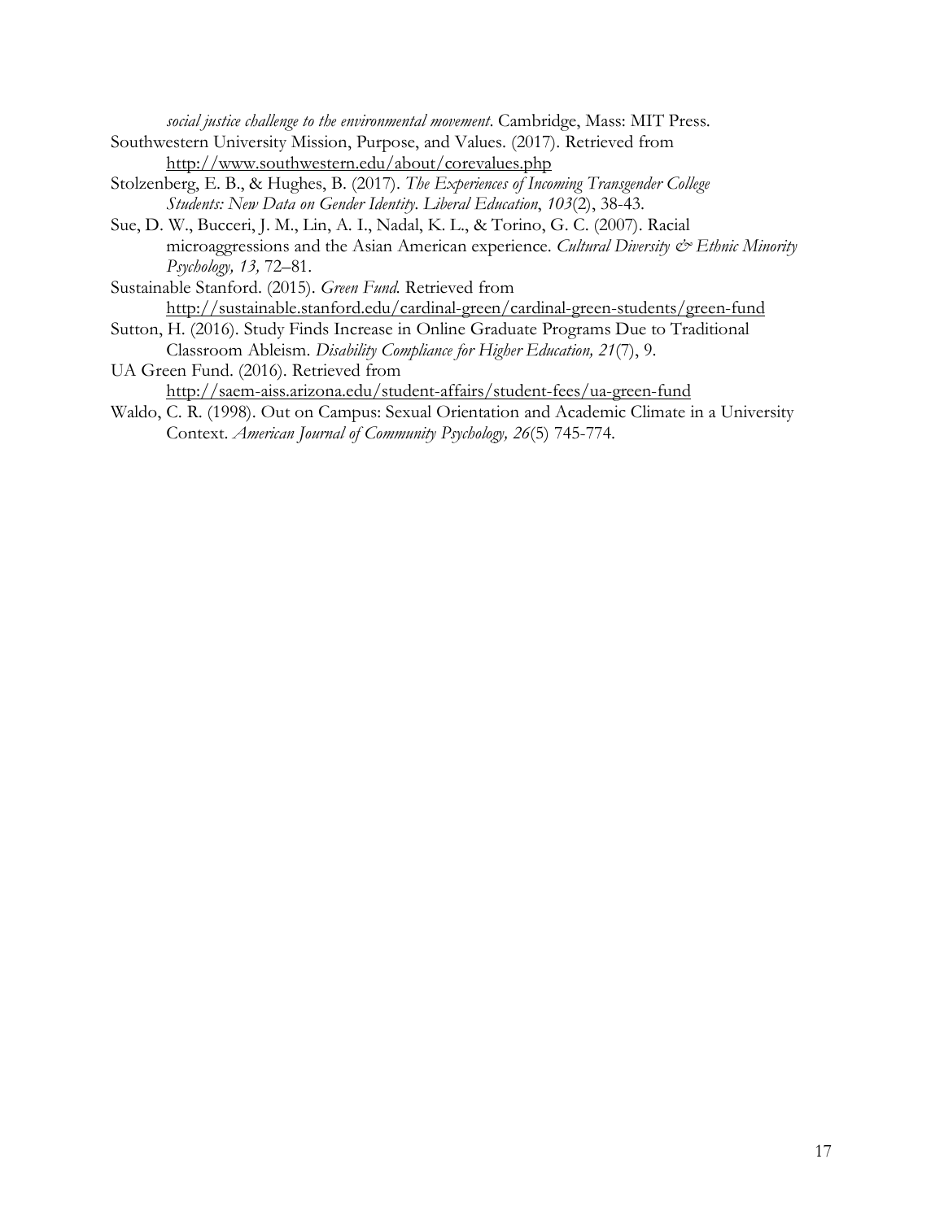*social justice challenge to the environmental movement*. Cambridge, Mass: MIT Press.

Southwestern University Mission, Purpose, and Values. (2017). Retrieved from http://www.southwestern.edu/about/corevalues.php

Stolzenberg, E. B., & Hughes, B. (2017). *The Experiences of Incoming Transgender College Students: New Data on Gender Identity. Liberal Education*, *103*(2), 38-43.

Sue, D. W., Bucceri, J. M., Lin, A. I., Nadal, K. L., & Torino, G. C. (2007). Racial microaggressions and the Asian American experience. *Cultural Diversity & Ethnic Minority Psychology, 13,* 72–81.

Sustainable Stanford. (2015). *Green Fund.* Retrieved from http://sustainable.stanford.edu/cardinal-green/cardinal-green-students/green-fund

Sutton, H. (2016). Study Finds Increase in Online Graduate Programs Due to Traditional Classroom Ableism. *Disability Compliance for Higher Education, 21*(7), 9.

UA Green Fund. (2016). Retrieved from http://saem-aiss.arizona.edu/student-affairs/student-fees/ua-green-fund

Waldo, C. R. (1998). Out on Campus: Sexual Orientation and Academic Climate in a University Context. *American Journal of Community Psychology, 26*(5) 745-774.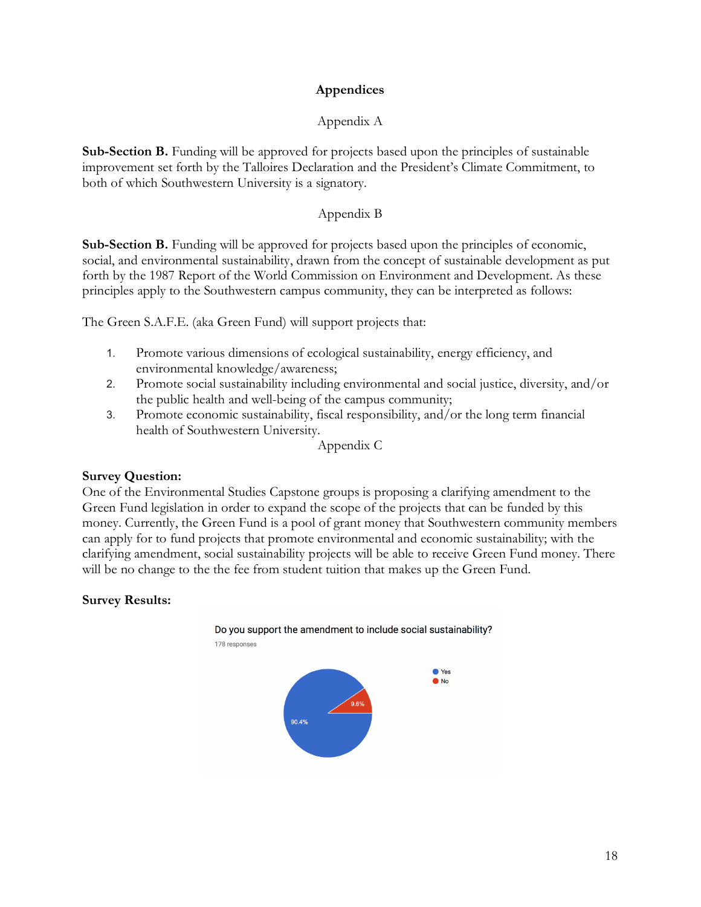# Appendices

## Appendix A

**Sub-Section B.** Funding will be approved for projects based upon the principles of sustainable improvement set forth by the Talloires Declaration and the President's Climate Commitment, to both of which Southwestern University is a signatory.

## Appendix B

**Sub-Section B.** Funding will be approved for projects based upon the principles of economic, social, and environmental sustainability, drawn from the concept of sustainable development as put forth by the 1987 Report of the World Commission on Environment and Development. As these principles apply to the Southwestern campus community, they can be interpreted as follows:

The Green S.A.F.E. (aka Green Fund) will support projects that:

1. Promote various dimensions of ecological sustainability, energy efficiency, and environmental knowledge/awareness;
2. Promote social sustainability including environmental and social justice, diversity, and/or the public health and well-being of the campus community;
3. Promote economic sustainability, fiscal responsibility, and/or the long term financial health of Southwestern University.

## Appendix C

**Survey Question:**
One of the Environmental Studies Capstone groups is proposing a clarifying amendment to the Green Fund legislation in order to expand the scope of the projects that can be funded by this money. Currently, the Green Fund is a pool of grant money that Southwestern community members can apply for to fund projects that promote environmental and economic sustainability; with the clarifying amendment, social sustainability projects will be able to receive Green Fund money. There will be no change to the the fee from student tuition that makes up the Green Fund.

**Survey Results:**

Do you support the amendment to include social sustainability?

178 responses

Yes

No

9.6%

90.4%